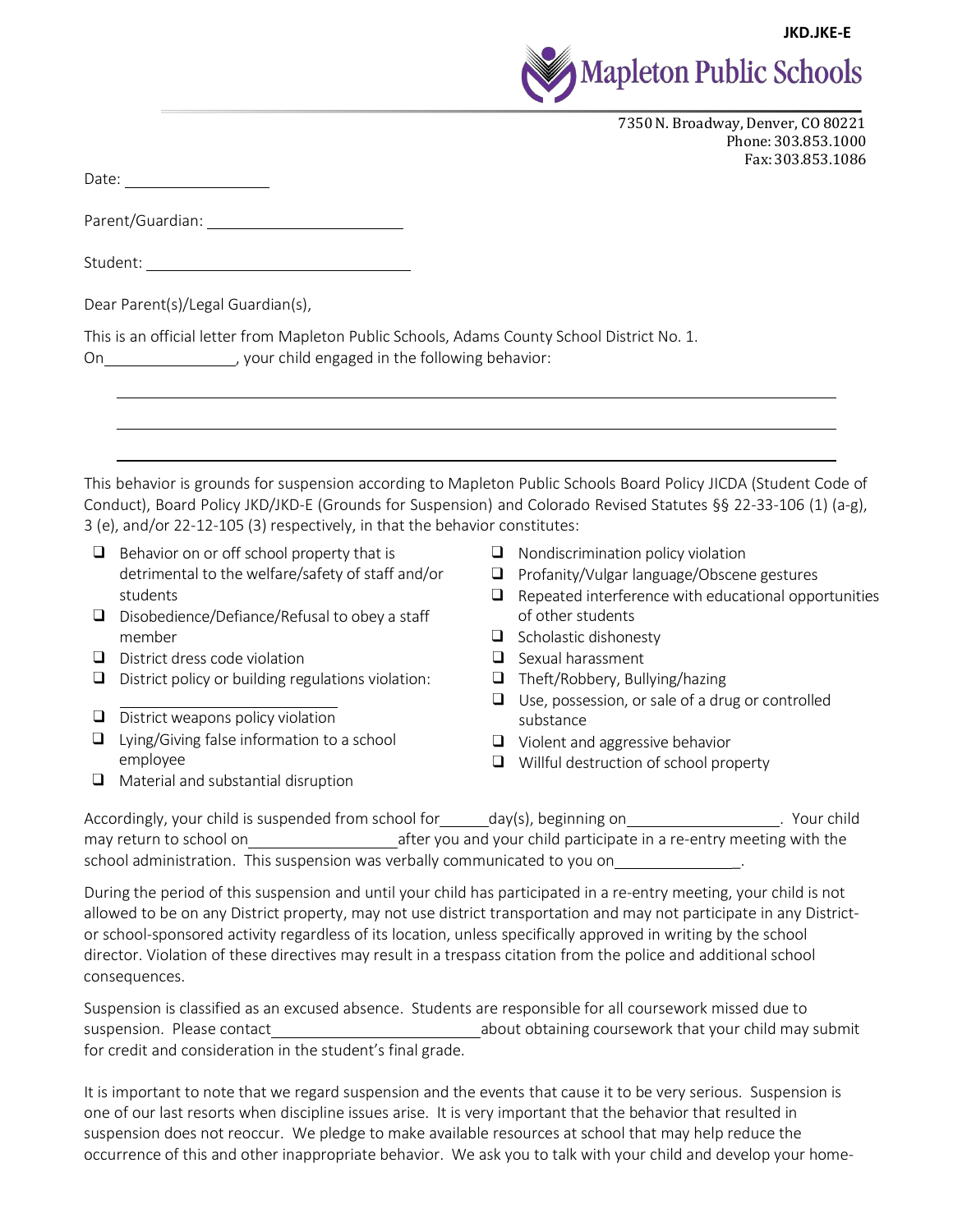JKD.JKE-E

**Mapleton Public Schools**

7350 N. Broadway, Denver, CO 80221
Phone: 303.853.1000
Fax: 303.853.1086

Date: ________________

Parent/Guardian: ______________________

Student: ______________________________

Dear Parent(s)/Legal Guardian(s),

This is an official letter from Mapleton Public Schools, Adams County School District No. 1.
On_______________, your child engaged in the following behavior:

________________________________________________________________________________

________________________________________________________________________________

________________________________________________________________________________

This behavior is grounds for suspension according to Mapleton Public Schools Board Policy JICDA (Student Code of Conduct), Board Policy JKD/JKD-E (Grounds for Suspension) and Colorado Revised Statutes §§ 22-33-106 (1) (a-g), 3 (e), and/or 22-12-105 (3) respectively, in that the behavior constitutes:

- ❑ Behavior on or off school property that is detrimental to the welfare/safety of staff and/or students
- ❑ Disobedience/Defiance/Refusal to obey a staff member
- ❑ District dress code violation
- ❑ District policy or building regulations violation: ________________________
- ❑ District weapons policy violation
- ❑ Lying/Giving false information to a school employee
- ❑ Material and substantial disruption
- ❑ Nondiscrimination policy violation
- ❑ Profanity/Vulgar language/Obscene gestures
- ❑ Repeated interference with educational opportunities of other students
- ❑ Scholastic dishonesty
- ❑ Sexual harassment
- ❑ Theft/Robbery, Bullying/hazing
- ❑ Use, possession, or sale of a drug or controlled substance
- ❑ Violent and aggressive behavior
- ❑ Willful destruction of school property

Accordingly, your child is suspended from school for_____day(s), beginning on_________________. Your child may return to school on________________after you and your child participate in a re-entry meeting with the school administration. This suspension was verbally communicated to you on______________.

During the period of this suspension and until your child has participated in a re-entry meeting, your child is not allowed to be on any District property, may not use district transportation and may not participate in any District- or school-sponsored activity regardless of its location, unless specifically approved in writing by the school director. Violation of these directives may result in a trespass citation from the police and additional school consequences.

Suspension is classified as an excused absence. Students are responsible for all coursework missed due to suspension. Please contact_______________________about obtaining coursework that your child may submit for credit and consideration in the student's final grade.

It is important to note that we regard suspension and the events that cause it to be very serious. Suspension is one of our last resorts when discipline issues arise. It is very important that the behavior that resulted in suspension does not reoccur. We pledge to make available resources at school that may help reduce the occurrence of this and other inappropriate behavior. We ask you to talk with your child and develop your home-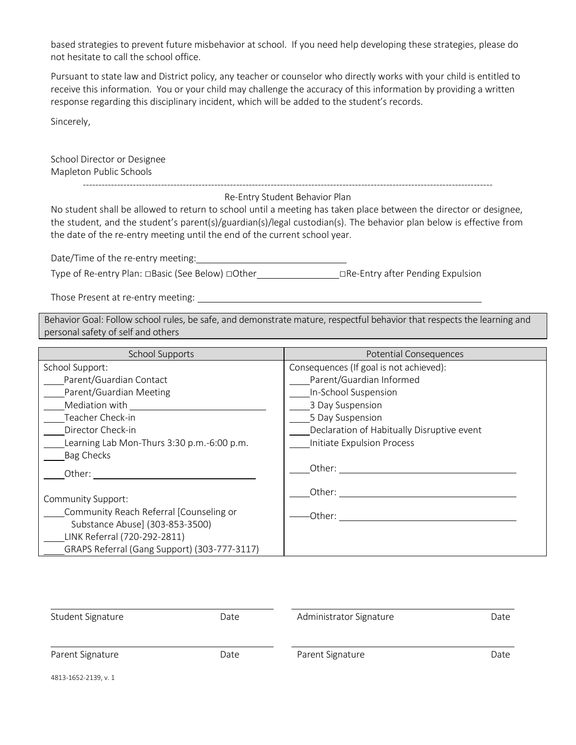based strategies to prevent future misbehavior at school. If you need help developing these strategies, please do not hesitate to call the school office.

Pursuant to state law and District policy, any teacher or counselor who directly works with your child is entitled to receive this information. You or your child may challenge the accuracy of this information by providing a written response regarding this disciplinary incident, which will be added to the student's records.

Sincerely,

School Director or Designee
Mapleton Public Schools

---

Re-Entry Student Behavior Plan

No student shall be allowed to return to school until a meeting has taken place between the director or designee, the student, and the student's parent(s)/guardian(s)/legal custodian(s). The behavior plan below is effective from the date of the re-entry meeting until the end of the current school year.

Date/Time of the re-entry meeting: ____________________________

Type of Re-entry Plan: □Basic (See Below) □Other ______________ □Re-Entry after Pending Expulsion

Those Present at re-entry meeting: ________________________________________________________

| Behavior Goal: Follow school rules, be safe, and demonstrate mature, respectful behavior that respects the learning and personal safety of self and others |
|---|

| School Supports | Potential Consequences |
|---|---|
| School Support:<br>____Parent/Guardian Contact<br>____Parent/Guardian Meeting<br>____Mediation with ________________________<br>____Teacher Check-in<br>____Director Check-in<br>____Learning Lab Mon-Thurs 3:30 p.m.-6:00 p.m.<br>____Bag Checks<br>____Other: ______________________________<br><br>Community Support:<br>____Community Reach Referral [Counseling or Substance Abuse] (303-853-3500)<br>____LINK Referral (720-292-2811)<br>____GRAPS Referral (Gang Support) (303-777-3117) | Consequences (If goal is not achieved):<br>____Parent/Guardian Informed<br>____In-School Suspension<br>____3 Day Suspension<br>____5 Day Suspension<br>____Declaration of Habitually Disruptive event<br>____Initiate Expulsion Process<br><br>____Other: ______________________________<br><br>____Other: ______________________________<br><br>____Other: ______________________________ |

| | | | |
|---|---|---|---|
| Student Signature | Date | Administrator Signature | Date |
| Parent Signature | Date | Parent Signature | Date |

4813-1652-2139, v. 1